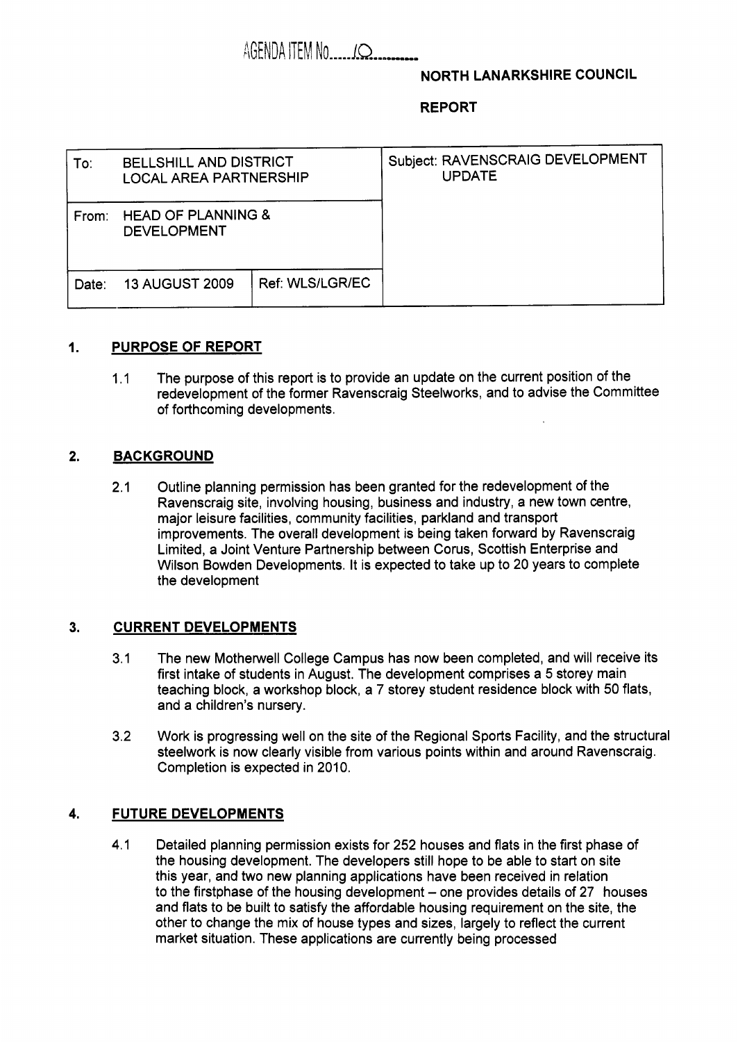AGENDA ITEM No. 10

**NORTH LANARKSHIRE COUNCIL**

**REPORT**

| To: BELLSHILL AND DISTRICT LOCAL AREA PARTNERSHIP | | Subject: RAVENSCRAIG DEVELOPMENT UPDATE |
|---|---|---|
| From: HEAD OF PLANNING & DEVELOPMENT | | |
| Date: 13 AUGUST 2009 | Ref: WLS/LGR/EC | |

## 1. PURPOSE OF REPORT

1.1 The purpose of this report is to provide an update on the current position of the redevelopment of the former Ravenscraig Steelworks, and to advise the Committee of forthcoming developments.

## 2. BACKGROUND

2.1 Outline planning permission has been granted for the redevelopment of the Ravenscraig site, involving housing, business and industry, a new town centre, major leisure facilities, community facilities, parkland and transport improvements. The overall development is being taken forward by Ravenscraig Limited, a Joint Venture Partnership between Corus, Scottish Enterprise and Wilson Bowden Developments. It is expected to take up to 20 years to complete the development

## 3. CURRENT DEVELOPMENTS

3.1 The new Motherwell College Campus has now been completed, and will receive its first intake of students in August. The development comprises a 5 storey main teaching block, a workshop block, a 7 storey student residence block with 50 flats, and a children's nursery.

3.2 Work is progressing well on the site of the Regional Sports Facility, and the structural steelwork is now clearly visible from various points within and around Ravenscraig. Completion is expected in 2010.

## 4. FUTURE DEVELOPMENTS

4.1 Detailed planning permission exists for 252 houses and flats in the first phase of the housing development. The developers still hope to be able to start on site this year, and two new planning applications have been received in relation to the firstphase of the housing development – one provides details of 27 houses and flats to be built to satisfy the affordable housing requirement on the site, the other to change the mix of house types and sizes, largely to reflect the current market situation. These applications are currently being processed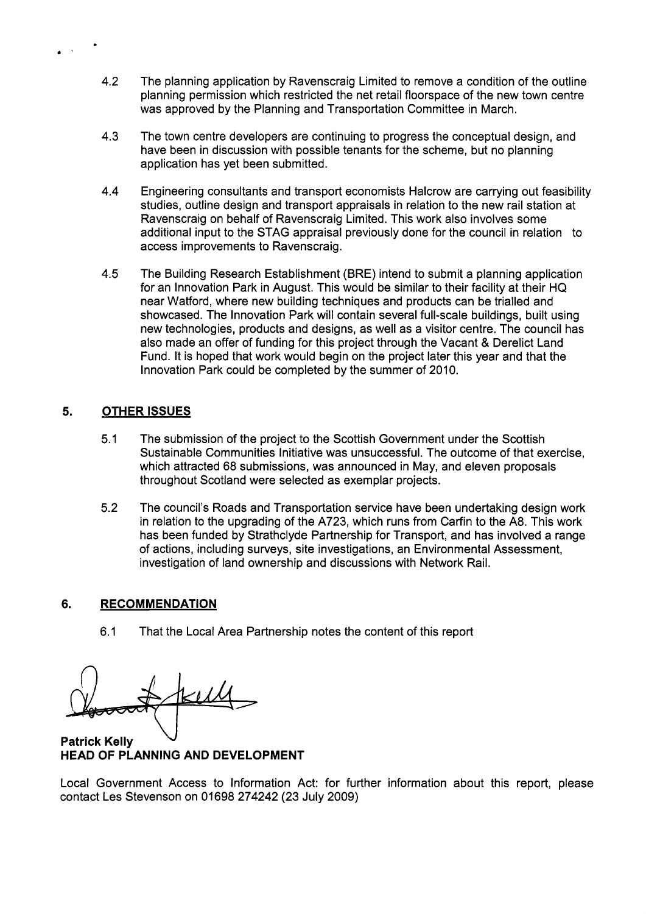4.2 The planning application by Ravenscraig Limited to remove a condition of the outline planning permission which restricted the net retail floorspace of the new town centre was approved by the Planning and Transportation Committee in March.

4.3 The town centre developers are continuing to progress the conceptual design, and have been in discussion with possible tenants for the scheme, but no planning application has yet been submitted.

4.4 Engineering consultants and transport economists Halcrow are carrying out feasibility studies, outline design and transport appraisals in relation to the new rail station at Ravenscraig on behalf of Ravenscraig Limited. This work also involves some additional input to the STAG appraisal previously done for the council in relation to access improvements to Ravenscraig.

4.5 The Building Research Establishment (BRE) intend to submit a planning application for an Innovation Park in August. This would be similar to their facility at their HQ near Watford, where new building techniques and products can be trialled and showcased. The Innovation Park will contain several full-scale buildings, built using new technologies, products and designs, as well as a visitor centre. The council has also made an offer of funding for this project through the Vacant & Derelict Land Fund. It is hoped that work would begin on the project later this year and that the Innovation Park could be completed by the summer of 2010.

## 5. OTHER ISSUES

5.1 The submission of the project to the Scottish Government under the Scottish Sustainable Communities Initiative was unsuccessful. The outcome of that exercise, which attracted 68 submissions, was announced in May, and eleven proposals throughout Scotland were selected as exemplar projects.

5.2 The council's Roads and Transportation service have been undertaking design work in relation to the upgrading of the A723, which runs from Carfin to the A8. This work has been funded by Strathclyde Partnership for Transport, and has involved a range of actions, including surveys, site investigations, an Environmental Assessment, investigation of land ownership and discussions with Network Rail.

## 6. RECOMMENDATION

6.1 That the Local Area Partnership notes the content of this report

**Patrick Kelly**
**HEAD OF PLANNING AND DEVELOPMENT**

Local Government Access to Information Act: for further information about this report, please contact Les Stevenson on 01698 274242 (23 July 2009)